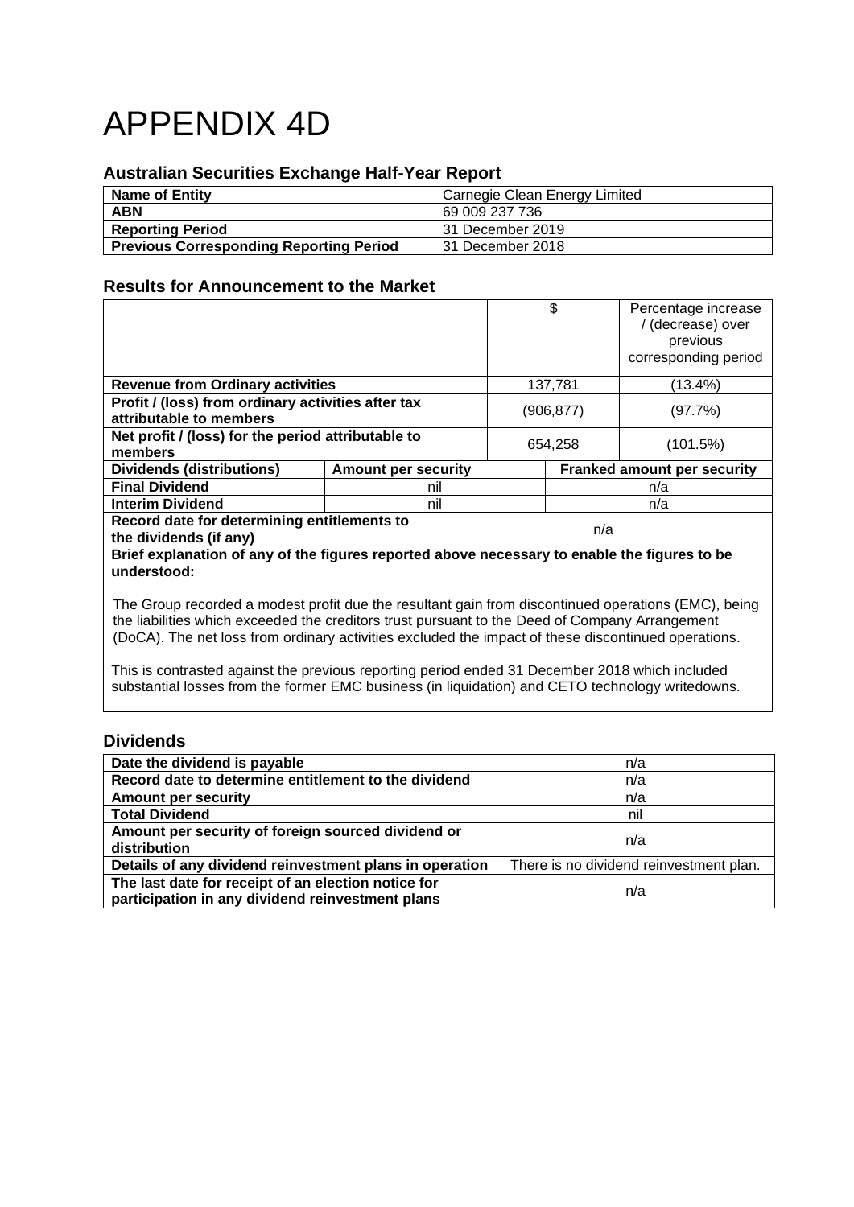# APPENDIX 4D

## Australian Securities Exchange Half-Year Report

| Name of Entity | Carnegie Clean Energy Limited |
|---|---|
| ABN | 69 009 237 736 |
| Reporting Period | 31 December 2019 |
| Previous Corresponding Reporting Period | 31 December 2018 |

## Results for Announcement to the Market

| | $ | Percentage increase / (decrease) over previous corresponding period |
|---|---|---|
| **Revenue from Ordinary activities** | 137,781 | (13.4%) |
| **Profit / (loss) from ordinary activities after tax attributable to members** | (906,877) | (97.7%) |
| **Net profit / (loss) for the period attributable to members** | 654,258 | (101.5%) |

| Dividends (distributions) | Amount per security | Franked amount per security |
|---|---|---|
| **Final Dividend** | nil | n/a |
| **Interim Dividend** | nil | n/a |
| **Record date for determining entitlements to the dividends (if any)** | n/a | |

**Brief explanation of any of the figures reported above necessary to enable the figures to be understood:**

The Group recorded a modest profit due the resultant gain from discontinued operations (EMC), being the liabilities which exceeded the creditors trust pursuant to the Deed of Company Arrangement (DoCA). The net loss from ordinary activities excluded the impact of these discontinued operations.

This is contrasted against the previous reporting period ended 31 December 2018 which included substantial losses from the former EMC business (in liquidation) and CETO technology writedowns.

## Dividends

| Date the dividend is payable | n/a |
|---|---|
| **Record date to determine entitlement to the dividend** | n/a |
| **Amount per security** | n/a |
| **Total Dividend** | nil |
| **Amount per security of foreign sourced dividend or distribution** | n/a |
| **Details of any dividend reinvestment plans in operation** | There is no dividend reinvestment plan. |
| **The last date for receipt of an election notice for participation in any dividend reinvestment plans** | n/a |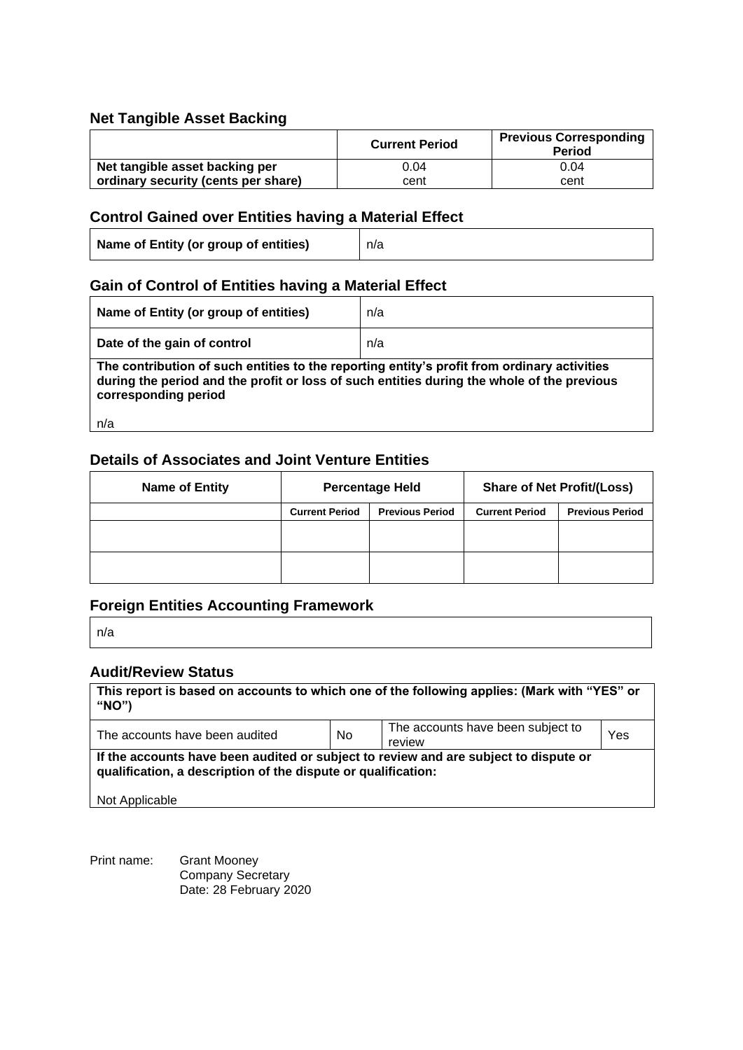## Net Tangible Asset Backing

| | Current Period | Previous Corresponding Period |
|---|---|---|
| **Net tangible asset backing per ordinary security (cents per share)** | 0.04 cent | 0.04 cent |

## Control Gained over Entities having a Material Effect

| | |
|---|---|
| **Name of Entity (or group of entities)** | n/a |

## Gain of Control of Entities having a Material Effect

| | |
|---|---|
| **Name of Entity (or group of entities)** | n/a |
| **Date of the gain of control** | n/a |

**The contribution of such entities to the reporting entity's profit from ordinary activities during the period and the profit or loss of such entities during the whole of the previous corresponding period**

n/a

## Details of Associates and Joint Venture Entities

| Name of Entity | Percentage Held | | Share of Net Profit/(Loss) | |
|---|---|---|---|---|
| | Current Period | Previous Period | Current Period | Previous Period |
| | | | | |
| | | | | |

## Foreign Entities Accounting Framework

n/a

## Audit/Review Status

**This report is based on accounts to which one of the following applies: (Mark with "YES" or "NO")**

| | | | |
|---|---|---|---|
| The accounts have been audited | No | The accounts have been subject to review | Yes |

**If the accounts have been audited or subject to review and are subject to dispute or qualification, a description of the dispute or qualification:**

Not Applicable

Print name: Grant Mooney
Company Secretary
Date: 28 February 2020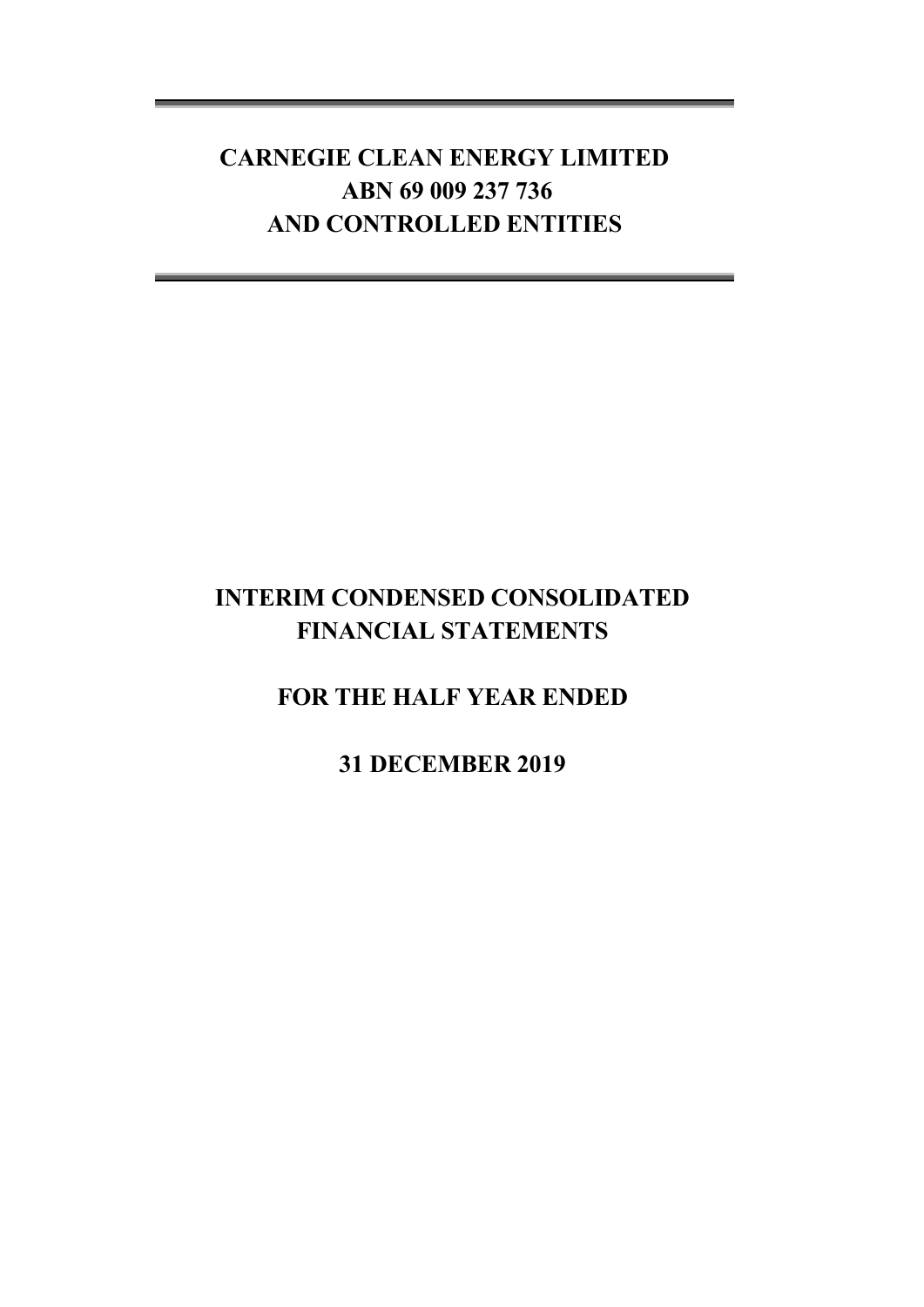# CARNEGIE CLEAN ENERGY LIMITED
# ABN 69 009 237 736
# AND CONTROLLED ENTITIES

# INTERIM CONDENSED CONSOLIDATED FINANCIAL STATEMENTS

## FOR THE HALF YEAR ENDED

## 31 DECEMBER 2019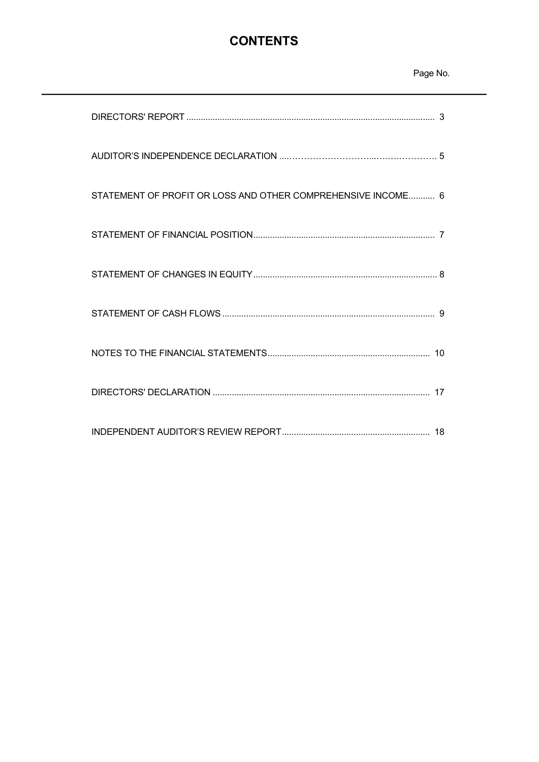# CONTENTS

| | Page No. |
|---|---|
| DIRECTORS' REPORT | 3 |
| AUDITOR'S INDEPENDENCE DECLARATION | 5 |
| STATEMENT OF PROFIT OR LOSS AND OTHER COMPREHENSIVE INCOME | 6 |
| STATEMENT OF FINANCIAL POSITION | 7 |
| STATEMENT OF CHANGES IN EQUITY | 8 |
| STATEMENT OF CASH FLOWS | 9 |
| NOTES TO THE FINANCIAL STATEMENTS | 10 |
| DIRECTORS' DECLARATION | 17 |
| INDEPENDENT AUDITOR'S REVIEW REPORT | 18 |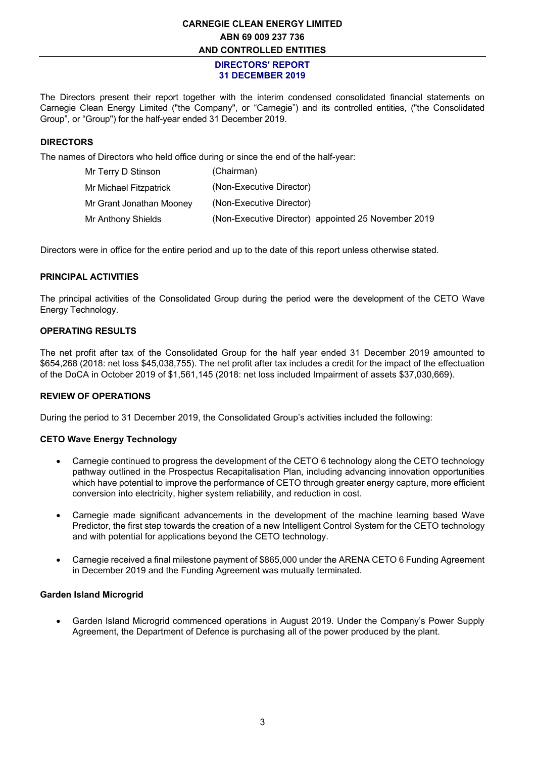# CARNEGIE CLEAN ENERGY LIMITED
## ABN 69 009 237 736
## AND CONTROLLED ENTITIES

## DIRECTORS' REPORT
## 31 DECEMBER 2019

The Directors present their report together with the interim condensed consolidated financial statements on Carnegie Clean Energy Limited ("the Company", or "Carnegie") and its controlled entities, ("the Consolidated Group", or "Group") for the half-year ended 31 December 2019.

### DIRECTORS

The names of Directors who held office during or since the end of the half-year:

| | |
|---|---|
| Mr Terry D Stinson | (Chairman) |
| Mr Michael Fitzpatrick | (Non-Executive Director) |
| Mr Grant Jonathan Mooney | (Non-Executive Director) |
| Mr Anthony Shields | (Non-Executive Director) appointed 25 November 2019 |

Directors were in office for the entire period and up to the date of this report unless otherwise stated.

### PRINCIPAL ACTIVITIES

The principal activities of the Consolidated Group during the period were the development of the CETO Wave Energy Technology.

### OPERATING RESULTS

The net profit after tax of the Consolidated Group for the half year ended 31 December 2019 amounted to $654,268 (2018: net loss $45,038,755). The net profit after tax includes a credit for the impact of the effectuation of the DoCA in October 2019 of $1,561,145 (2018: net loss included Impairment of assets $37,030,669).

### REVIEW OF OPERATIONS

During the period to 31 December 2019, the Consolidated Group's activities included the following:

#### CETO Wave Energy Technology

- Carnegie continued to progress the development of the CETO 6 technology along the CETO technology pathway outlined in the Prospectus Recapitalisation Plan, including advancing innovation opportunities which have potential to improve the performance of CETO through greater energy capture, more efficient conversion into electricity, higher system reliability, and reduction in cost.
- Carnegie made significant advancements in the development of the machine learning based Wave Predictor, the first step towards the creation of a new Intelligent Control System for the CETO technology and with potential for applications beyond the CETO technology.
- Carnegie received a final milestone payment of $865,000 under the ARENA CETO 6 Funding Agreement in December 2019 and the Funding Agreement was mutually terminated.

#### Garden Island Microgrid

- Garden Island Microgrid commenced operations in August 2019. Under the Company's Power Supply Agreement, the Department of Defence is purchasing all of the power produced by the plant.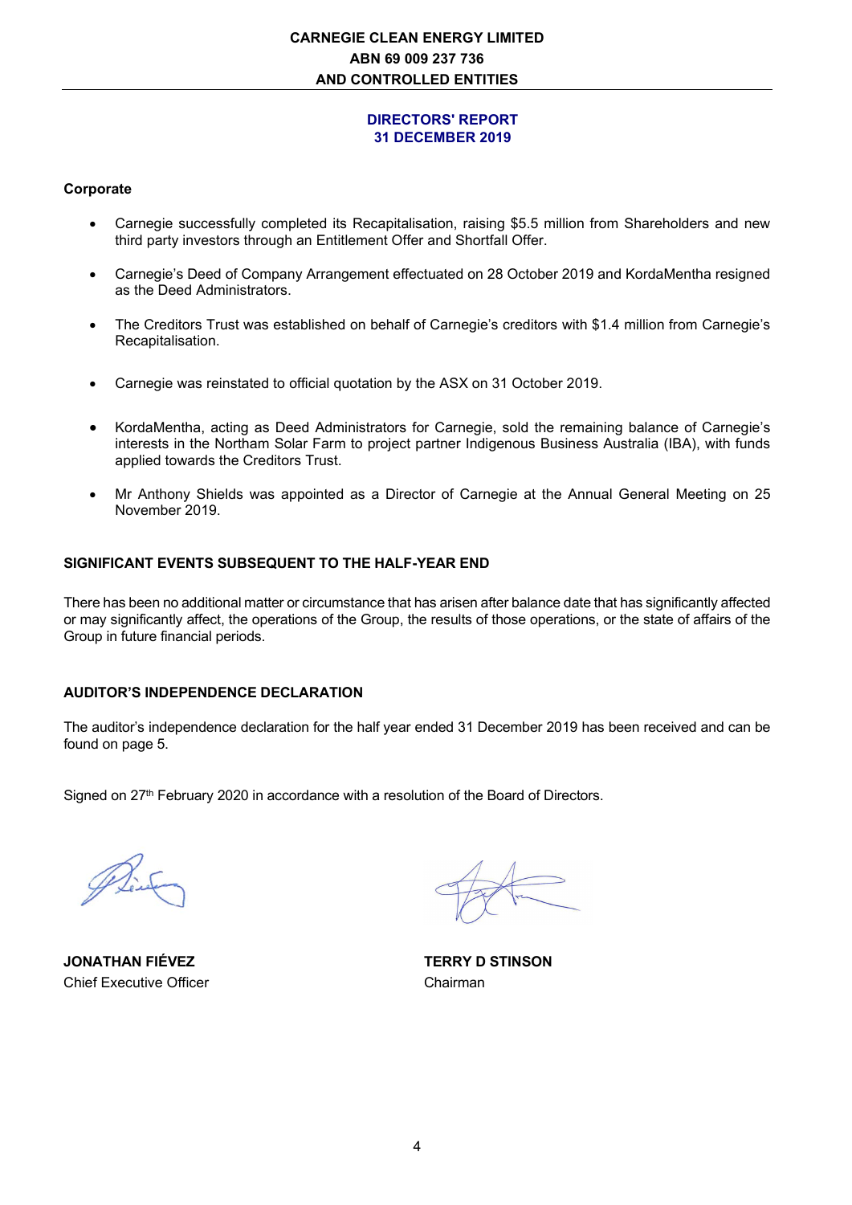## DIRECTORS' REPORT
## 31 DECEMBER 2019

**Corporate**

- Carnegie successfully completed its Recapitalisation, raising $5.5 million from Shareholders and new third party investors through an Entitlement Offer and Shortfall Offer.
- Carnegie's Deed of Company Arrangement effectuated on 28 October 2019 and KordaMentha resigned as the Deed Administrators.
- The Creditors Trust was established on behalf of Carnegie's creditors with $1.4 million from Carnegie's Recapitalisation.
- Carnegie was reinstated to official quotation by the ASX on 31 October 2019.
- KordaMentha, acting as Deed Administrators for Carnegie, sold the remaining balance of Carnegie's interests in the Northam Solar Farm to project partner Indigenous Business Australia (IBA), with funds applied towards the Creditors Trust.
- Mr Anthony Shields was appointed as a Director of Carnegie at the Annual General Meeting on 25 November 2019.

### SIGNIFICANT EVENTS SUBSEQUENT TO THE HALF-YEAR END

There has been no additional matter or circumstance that has arisen after balance date that has significantly affected or may significantly affect, the operations of the Group, the results of those operations, or the state of affairs of the Group in future financial periods.

### AUDITOR'S INDEPENDENCE DECLARATION

The auditor's independence declaration for the half year ended 31 December 2019 has been received and can be found on page 5.

Signed on 27th February 2020 in accordance with a resolution of the Board of Directors.

**JONATHAN FIÉVEZ**
Chief Executive Officer

**TERRY D STINSON**
Chairman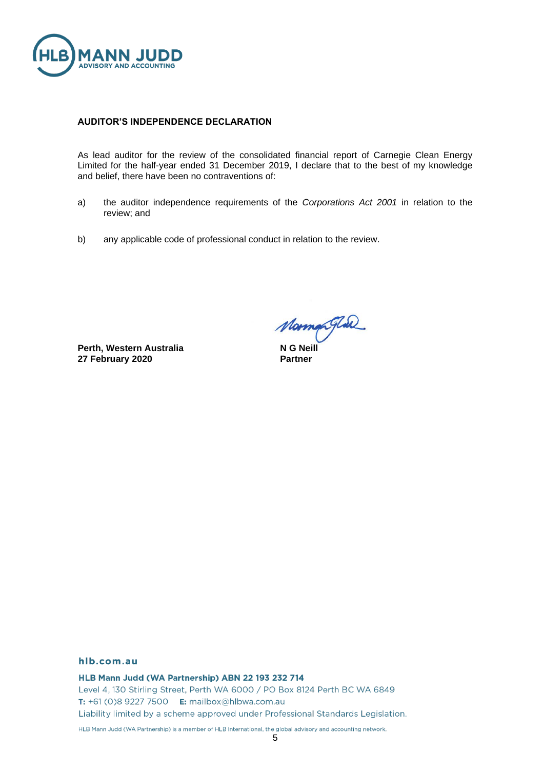**AUDITOR'S INDEPENDENCE DECLARATION**

As lead auditor for the review of the consolidated financial report of Carnegie Clean Energy Limited for the half-year ended 31 December 2019, I declare that to the best of my knowledge and belief, there have been no contraventions of:

a) the auditor independence requirements of the *Corporations Act 2001* in relation to the review; and

b) any applicable code of professional conduct in relation to the review.

**Perth, Western Australia**
**27 February 2020**

**N G Neill**
**Partner**

**hlb.com.au**

**HLB Mann Judd (WA Partnership) ABN 22 193 232 714**
Level 4, 130 Stirling Street, Perth WA 6000 / PO Box 8124 Perth BC WA 6849
**T:** +61 (0)8 9227 7500 **E:** mailbox@hlbwa.com.au
Liability limited by a scheme approved under Professional Standards Legislation.

HLB Mann Judd (WA Partnership) is a member of HLB International, the global advisory and accounting network.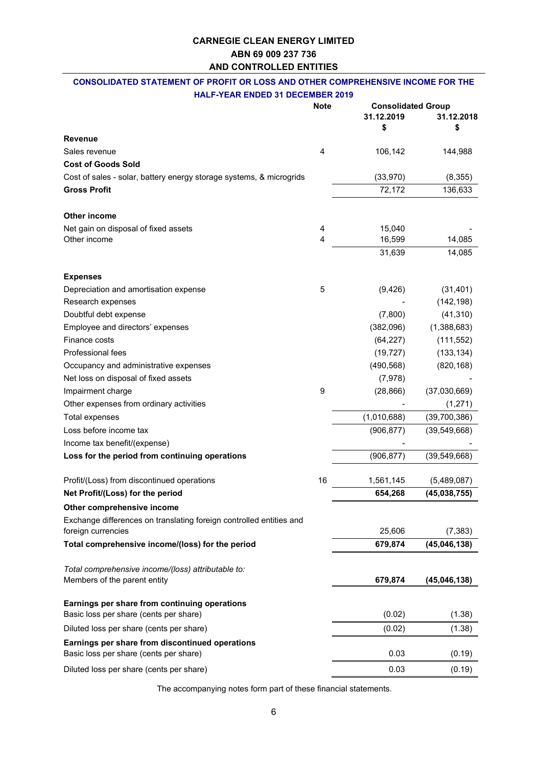# CARNEGIE CLEAN ENERGY LIMITED
## ABN 69 009 237 736
## AND CONTROLLED ENTITIES

### CONSOLIDATED STATEMENT OF PROFIT OR LOSS AND OTHER COMPREHENSIVE INCOME FOR THE HALF-YEAR ENDED 31 DECEMBER 2019

| | Note | Consolidated Group | |
|---|---|---|---|
| | | 31.12.2019 | 31.12.2018 |
| | | $ | $ |
| **Revenue** | | | |
| Sales revenue | 4 | 106,142 | 144,988 |
| **Cost of Goods Sold** | | | |
| Cost of sales - solar, battery energy storage systems, & microgrids | | (33,970) | (8,355) |
| **Gross Profit** | | 72,172 | 136,633 |
| | | | |
| **Other income** | | | |
| Net gain on disposal of fixed assets | 4 | 15,040 | - |
| Other income | 4 | 16,599 | 14,085 |
| | | 31,639 | 14,085 |
| | | | |
| **Expenses** | | | |
| Depreciation and amortisation expense | 5 | (9,426) | (31,401) |
| Research expenses | | - | (142,198) |
| Doubtful debt expense | | (7,800) | (41,310) |
| Employee and directors' expenses | | (382,096) | (1,388,683) |
| Finance costs | | (64,227) | (111,552) |
| Professional fees | | (19,727) | (133,134) |
| Occupancy and administrative expenses | | (490,568) | (820,168) |
| Net loss on disposal of fixed assets | | (7,978) | - |
| Impairment charge | 9 | (28,866) | (37,030,669) |
| Other expenses from ordinary activities | | - | (1,271) |
| Total expenses | | (1,010,688) | (39,700,386) |
| Loss before income tax | | (906,877) | (39,549,668) |
| Income tax benefit/(expense) | | - | - |
| **Loss for the period from continuing operations** | | (906,877) | (39,549,668) |
| | | | |
| Profit/(Loss) from discontinued operations | 16 | 1,561,145 | (5,489,087) |
| **Net Profit/(Loss) for the period** | | **654,268** | **(45,038,755)** |
| **Other comprehensive income** | | | |
| Exchange differences on translating foreign controlled entities and foreign currencies | | 25,606 | (7,383) |
| **Total comprehensive income/(loss) for the period** | | **679,874** | **(45,046,138)** |
| | | | |
| *Total comprehensive income/(loss) attributable to:* | | | |
| Members of the parent entity | | **679,874** | **(45,046,138)** |
| | | | |
| **Earnings per share from continuing operations** | | | |
| Basic loss per share (cents per share) | | (0.02) | (1.38) |
| Diluted loss per share (cents per share) | | (0.02) | (1.38) |
| **Earnings per share from discontinued operations** | | | |
| Basic loss per share (cents per share) | | 0.03 | (0.19) |
| Diluted loss per share (cents per share) | | 0.03 | (0.19) |

The accompanying notes form part of these financial statements.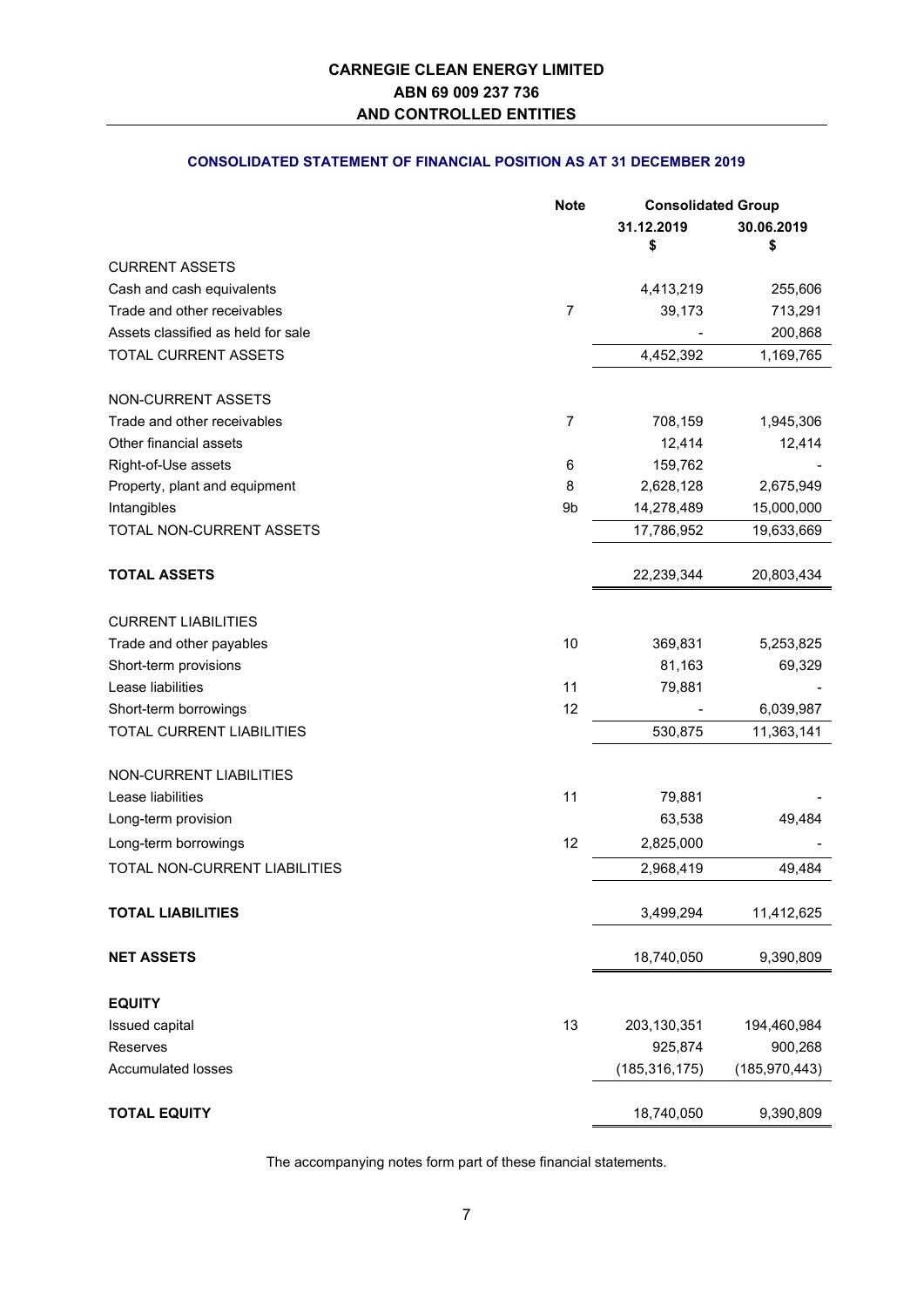# CARNEGIE CLEAN ENERGY LIMITED
## ABN 69 009 237 736
## AND CONTROLLED ENTITIES

### CONSOLIDATED STATEMENT OF FINANCIAL POSITION AS AT 31 DECEMBER 2019

| | Note | Consolidated Group | |
|---|---|---|---|
| | | 31.12.2019 | 30.06.2019 |
| | | $ | $ |
| CURRENT ASSETS | | | |
| Cash and cash equivalents | | 4,413,219 | 255,606 |
| Trade and other receivables | 7 | 39,173 | 713,291 |
| Assets classified as held for sale | | - | 200,868 |
| TOTAL CURRENT ASSETS | | 4,452,392 | 1,169,765 |
| | | | |
| NON-CURRENT ASSETS | | | |
| Trade and other receivables | 7 | 708,159 | 1,945,306 |
| Other financial assets | | 12,414 | 12,414 |
| Right-of-Use assets | 6 | 159,762 | - |
| Property, plant and equipment | 8 | 2,628,128 | 2,675,949 |
| Intangibles | 9b | 14,278,489 | 15,000,000 |
| TOTAL NON-CURRENT ASSETS | | 17,786,952 | 19,633,669 |
| | | | |
| **TOTAL ASSETS** | | 22,239,344 | 20,803,434 |
| | | | |
| CURRENT LIABILITIES | | | |
| Trade and other payables | 10 | 369,831 | 5,253,825 |
| Short-term provisions | | 81,163 | 69,329 |
| Lease liabilities | 11 | 79,881 | - |
| Short-term borrowings | 12 | - | 6,039,987 |
| TOTAL CURRENT LIABILITIES | | 530,875 | 11,363,141 |
| | | | |
| NON-CURRENT LIABILITIES | | | |
| Lease liabilities | 11 | 79,881 | - |
| Long-term provision | | 63,538 | 49,484 |
| Long-term borrowings | 12 | 2,825,000 | - |
| TOTAL NON-CURRENT LIABILITIES | | 2,968,419 | 49,484 |
| | | | |
| **TOTAL LIABILITIES** | | 3,499,294 | 11,412,625 |
| | | | |
| **NET ASSETS** | | 18,740,050 | 9,390,809 |
| | | | |
| **EQUITY** | | | |
| Issued capital | 13 | 203,130,351 | 194,460,984 |
| Reserves | | 925,874 | 900,268 |
| Accumulated losses | | (185,316,175) | (185,970,443) |
| | | | |
| **TOTAL EQUITY** | | 18,740,050 | 9,390,809 |

The accompanying notes form part of these financial statements.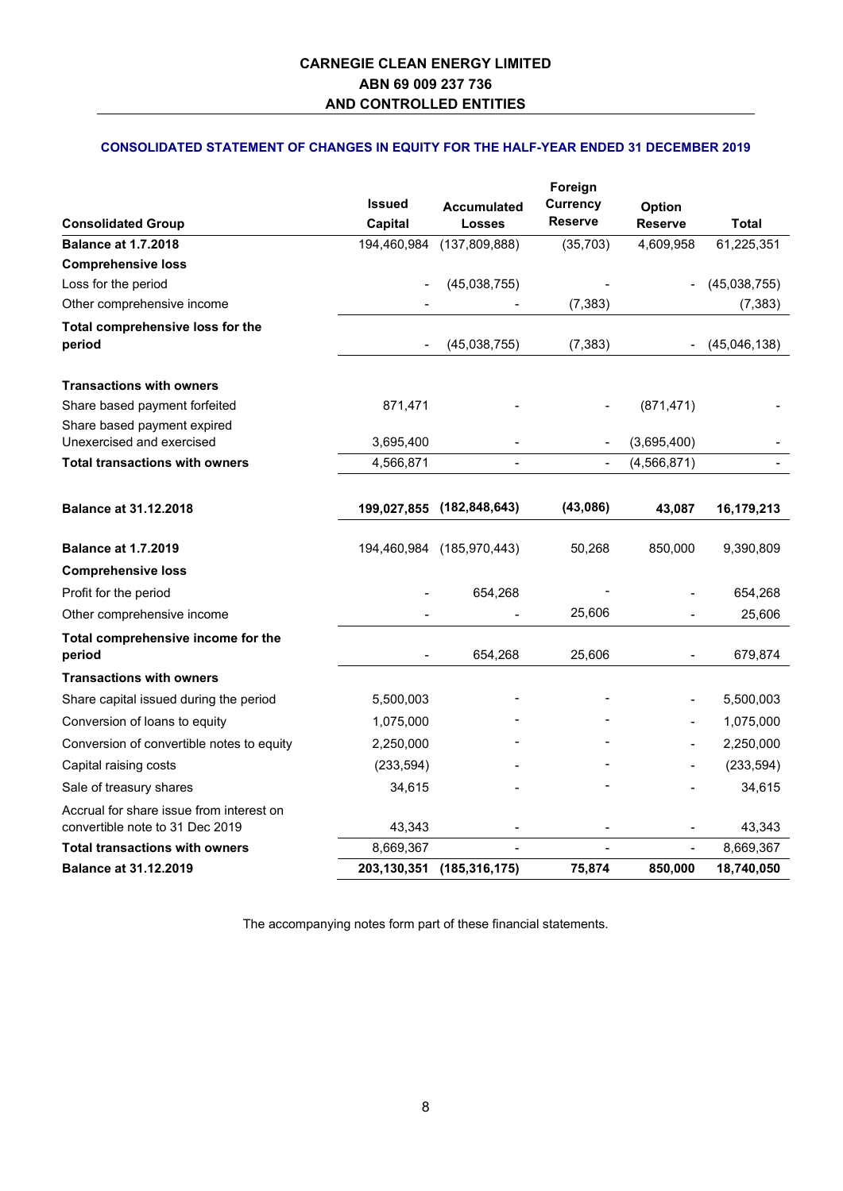# CARNEGIE CLEAN ENERGY LIMITED
# ABN 69 009 237 736
# AND CONTROLLED ENTITIES

## CONSOLIDATED STATEMENT OF CHANGES IN EQUITY FOR THE HALF-YEAR ENDED 31 DECEMBER 2019

| Consolidated Group | Issued Capital | Accumulated Losses | Foreign Currency Reserve | Option Reserve | Total |
|---|---|---|---|---|---|
| **Balance at 1.7.2018** | 194,460,984 | (137,809,888) | (35,703) | 4,609,958 | 61,225,351 |
| **Comprehensive loss** | | | | | |
| Loss for the period | - | (45,038,755) | - | - | (45,038,755) |
| Other comprehensive income | - | - | (7,383) | | (7,383) |
| **Total comprehensive loss for the period** | - | (45,038,755) | (7,383) | - | (45,046,138) |
| **Transactions with owners** | | | | | |
| Share based payment forfeited | 871,471 | - | - | (871,471) | - |
| Share based payment expired Unexercised and exercised | 3,695,400 | - | - | (3,695,400) | - |
| **Total transactions with owners** | 4,566,871 | - | - | (4,566,871) | - |
| **Balance at 31.12.2018** | **199,027,855** | **(182,848,643)** | **(43,086)** | **43,087** | **16,179,213** |
| **Balance at 1.7.2019** | 194,460,984 | (185,970,443) | 50,268 | 850,000 | 9,390,809 |
| **Comprehensive loss** | | | | | |
| Profit for the period | - | 654,268 | - | - | 654,268 |
| Other comprehensive income | - | - | 25,606 | - | 25,606 |
| **Total comprehensive income for the period** | - | 654,268 | 25,606 | - | 679,874 |
| **Transactions with owners** | | | | | |
| Share capital issued during the period | 5,500,003 | - | - | - | 5,500,003 |
| Conversion of loans to equity | 1,075,000 | - | - | - | 1,075,000 |
| Conversion of convertible notes to equity | 2,250,000 | - | - | - | 2,250,000 |
| Capital raising costs | (233,594) | - | - | - | (233,594) |
| Sale of treasury shares | 34,615 | - | - | - | 34,615 |
| Accrual for share issue from interest on convertible note to 31 Dec 2019 | 43,343 | - | - | - | 43,343 |
| **Total transactions with owners** | 8,669,367 | - | - | - | 8,669,367 |
| **Balance at 31.12.2019** | **203,130,351** | **(185,316,175)** | **75,874** | **850,000** | **18,740,050** |

The accompanying notes form part of these financial statements.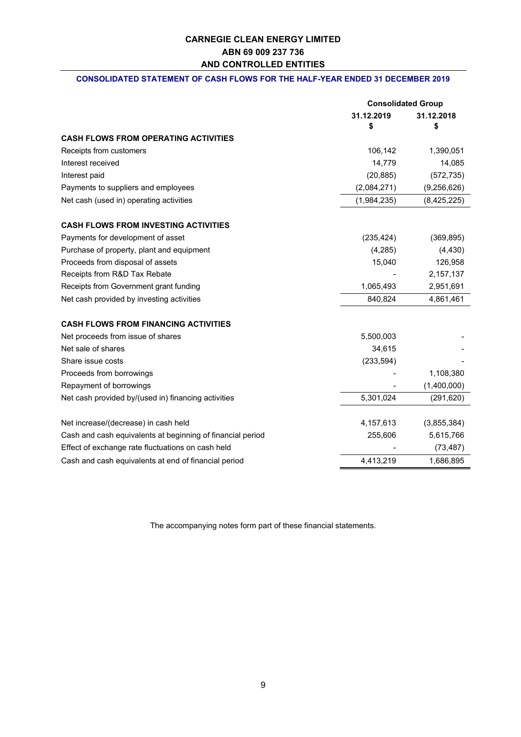# CARNEGIE CLEAN ENERGY LIMITED
## ABN 69 009 237 736
## AND CONTROLLED ENTITIES

### CONSOLIDATED STATEMENT OF CASH FLOWS FOR THE HALF-YEAR ENDED 31 DECEMBER 2019

| | Consolidated Group | |
|---|---|---|
| | 31.12.2019<br>$ | 31.12.2018<br>$ |
| **CASH FLOWS FROM OPERATING ACTIVITIES** | | |
| Receipts from customers | 106,142 | 1,390,051 |
| Interest received | 14,779 | 14,085 |
| Interest paid | (20,885) | (572,735) |
| Payments to suppliers and employees | (2,084,271) | (9,256,626) |
| Net cash (used in) operating activities | (1,984,235) | (8,425,225) |
| | | |
| **CASH FLOWS FROM INVESTING ACTIVITIES** | | |
| Payments for development of asset | (235,424) | (369,895) |
| Purchase of property, plant and equipment | (4,285) | (4,430) |
| Proceeds from disposal of assets | 15,040 | 126,958 |
| Receipts from R&D Tax Rebate | - | 2,157,137 |
| Receipts from Government grant funding | 1,065,493 | 2,951,691 |
| Net cash provided by investing activities | 840,824 | 4,861,461 |
| | | |
| **CASH FLOWS FROM FINANCING ACTIVITIES** | | |
| Net proceeds from issue of shares | 5,500,003 | - |
| Net sale of shares | 34,615 | - |
| Share issue costs | (233,594) | - |
| Proceeds from borrowings | - | 1,108,380 |
| Repayment of borrowings | - | (1,400,000) |
| Net cash provided by/(used in) financing activities | 5,301,024 | (291,620) |
| | | |
| Net increase/(decrease) in cash held | 4,157,613 | (3,855,384) |
| Cash and cash equivalents at beginning of financial period | 255,606 | 5,615,766 |
| Effect of exchange rate fluctuations on cash held | - | (73,487) |
| Cash and cash equivalents at end of financial period | 4,413,219 | 1,686,895 |

The accompanying notes form part of these financial statements.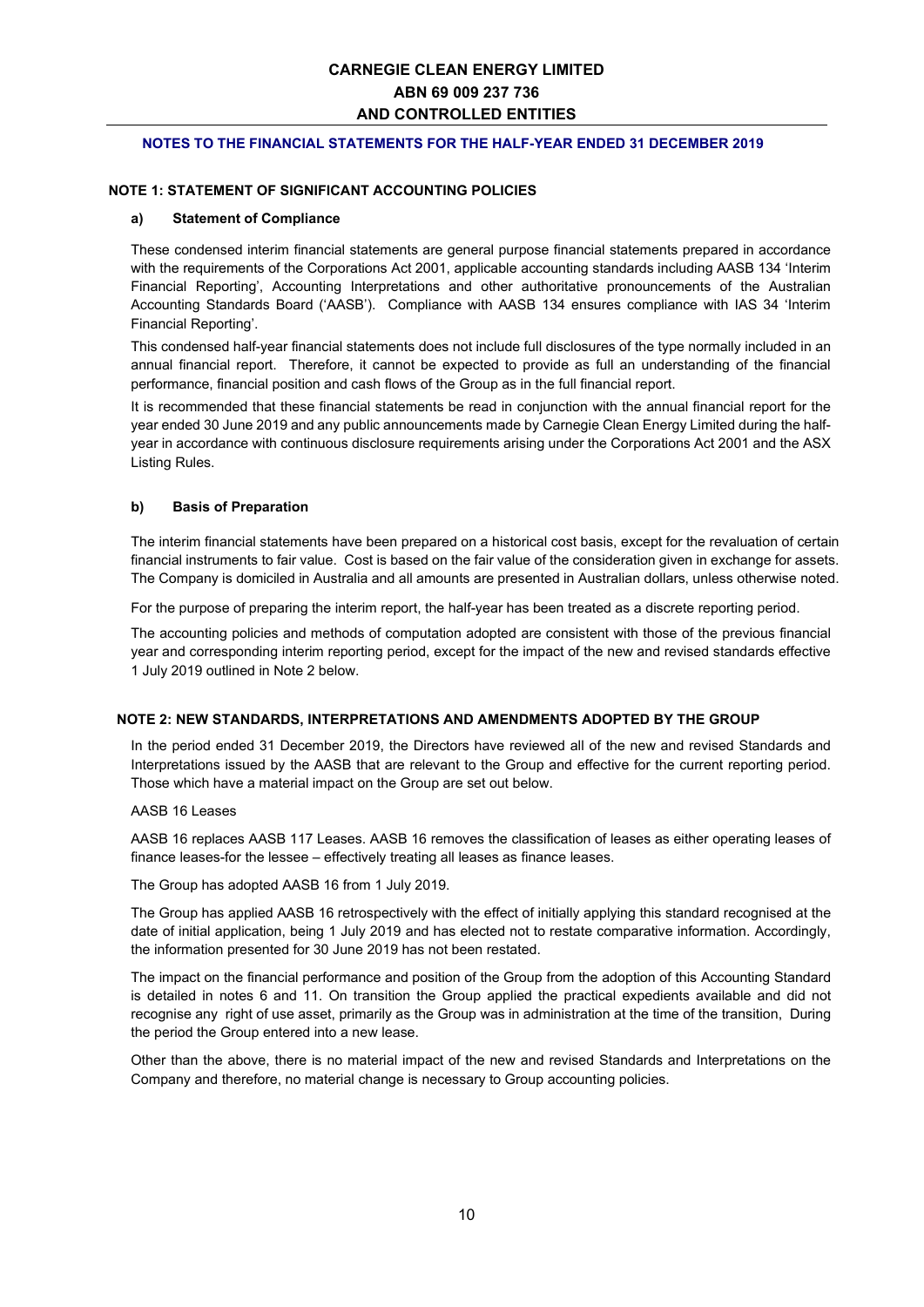**NOTES TO THE FINANCIAL STATEMENTS FOR THE HALF-YEAR ENDED 31 DECEMBER 2019**

## NOTE 1: STATEMENT OF SIGNIFICANT ACCOUNTING POLICIES

### a) Statement of Compliance

These condensed interim financial statements are general purpose financial statements prepared in accordance with the requirements of the Corporations Act 2001, applicable accounting standards including AASB 134 'Interim Financial Reporting', Accounting Interpretations and other authoritative pronouncements of the Australian Accounting Standards Board ('AASB'). Compliance with AASB 134 ensures compliance with IAS 34 'Interim Financial Reporting'.

This condensed half-year financial statements does not include full disclosures of the type normally included in an annual financial report. Therefore, it cannot be expected to provide as full an understanding of the financial performance, financial position and cash flows of the Group as in the full financial report.

It is recommended that these financial statements be read in conjunction with the annual financial report for the year ended 30 June 2019 and any public announcements made by Carnegie Clean Energy Limited during the half-year in accordance with continuous disclosure requirements arising under the Corporations Act 2001 and the ASX Listing Rules.

### b) Basis of Preparation

The interim financial statements have been prepared on a historical cost basis, except for the revaluation of certain financial instruments to fair value. Cost is based on the fair value of the consideration given in exchange for assets. The Company is domiciled in Australia and all amounts are presented in Australian dollars, unless otherwise noted.

For the purpose of preparing the interim report, the half-year has been treated as a discrete reporting period.

The accounting policies and methods of computation adopted are consistent with those of the previous financial year and corresponding interim reporting period, except for the impact of the new and revised standards effective 1 July 2019 outlined in Note 2 below.

## NOTE 2: NEW STANDARDS, INTERPRETATIONS AND AMENDMENTS ADOPTED BY THE GROUP

In the period ended 31 December 2019, the Directors have reviewed all of the new and revised Standards and Interpretations issued by the AASB that are relevant to the Group and effective for the current reporting period. Those which have a material impact on the Group are set out below.

AASB 16 Leases

AASB 16 replaces AASB 117 Leases. AASB 16 removes the classification of leases as either operating leases of finance leases-for the lessee – effectively treating all leases as finance leases.

The Group has adopted AASB 16 from 1 July 2019.

The Group has applied AASB 16 retrospectively with the effect of initially applying this standard recognised at the date of initial application, being 1 July 2019 and has elected not to restate comparative information. Accordingly, the information presented for 30 June 2019 has not been restated.

The impact on the financial performance and position of the Group from the adoption of this Accounting Standard is detailed in notes 6 and 11. On transition the Group applied the practical expedients available and did not recognise any right of use asset, primarily as the Group was in administration at the time of the transition, During the period the Group entered into a new lease.

Other than the above, there is no material impact of the new and revised Standards and Interpretations on the Company and therefore, no material change is necessary to Group accounting policies.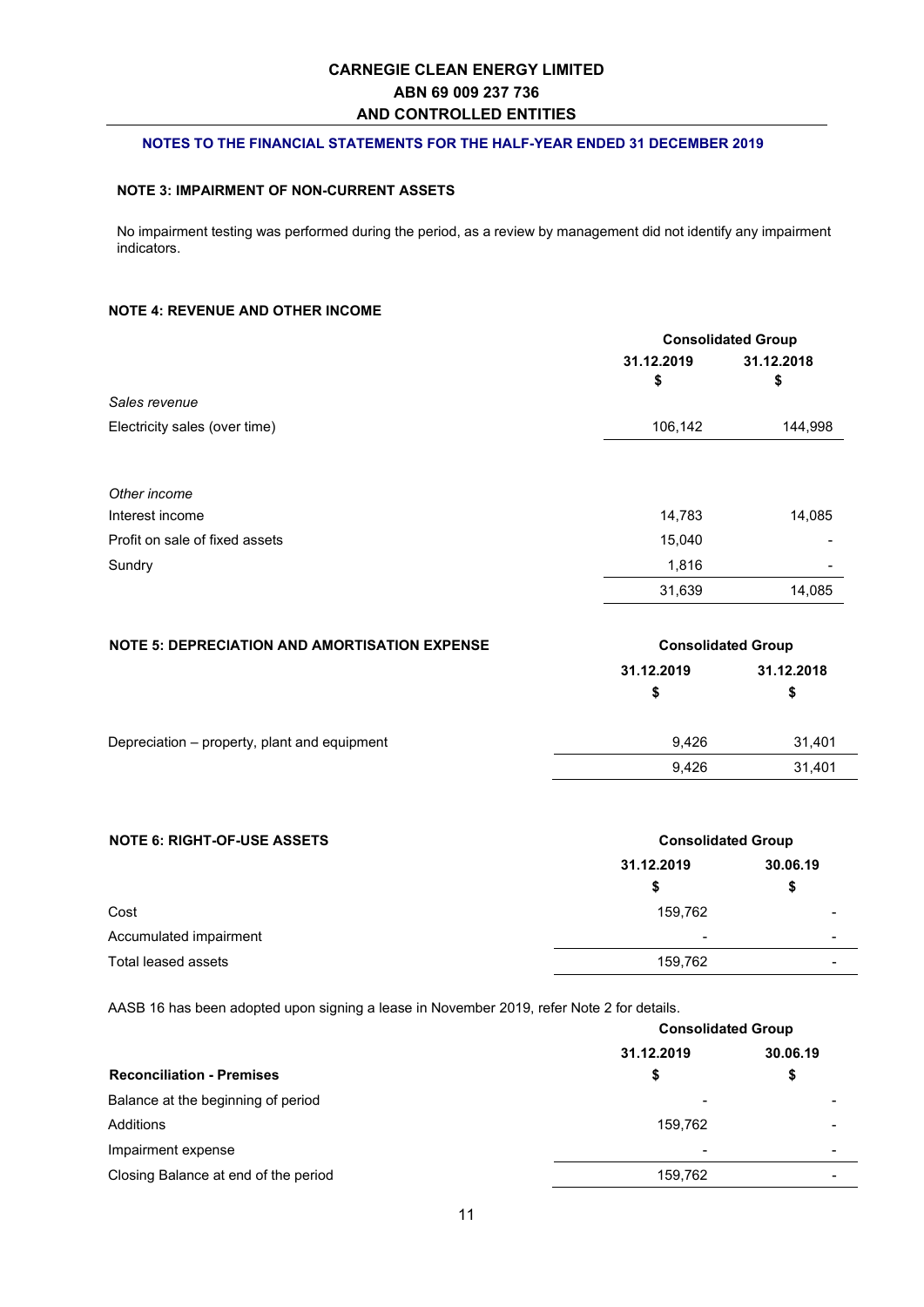## NOTE 3: IMPAIRMENT OF NON-CURRENT ASSETS

No impairment testing was performed during the period, as a review by management did not identify any impairment indicators.

## NOTE 4: REVENUE AND OTHER INCOME

| | Consolidated Group | |
|---|---|---|
| | 31.12.2019 | 31.12.2018 |
| | $ | $ |
| *Sales revenue* | | |
| Electricity sales (over time) | 106,142 | 144,998 |
| | | |
| *Other income* | | |
| Interest income | 14,783 | 14,085 |
| Profit on sale of fixed assets | 15,040 | - |
| Sundry | 1,816 | - |
| | 31,639 | 14,085 |

## NOTE 5: DEPRECIATION AND AMORTISATION EXPENSE

| | Consolidated Group | |
|---|---|---|
| | 31.12.2019 | 31.12.2018 |
| | $ | $ |
| Depreciation – property, plant and equipment | 9,426 | 31,401 |
| | 9,426 | 31,401 |

## NOTE 6: RIGHT-OF-USE ASSETS

| | Consolidated Group | |
|---|---|---|
| | 31.12.2019 | 30.06.19 |
| | $ | $ |
| Cost | 159,762 | - |
| Accumulated impairment | - | - |
| Total leased assets | 159,762 | - |

AASB 16 has been adopted upon signing a lease in November 2019, refer Note 2 for details.

| | Consolidated Group | |
|---|---|---|
| | 31.12.2019 | 30.06.19 |
| **Reconciliation - Premises** | $ | $ |
| Balance at the beginning of period | - | - |
| Additions | 159,762 | - |
| Impairment expense | - | - |
| Closing Balance at end of the period | 159,762 | - |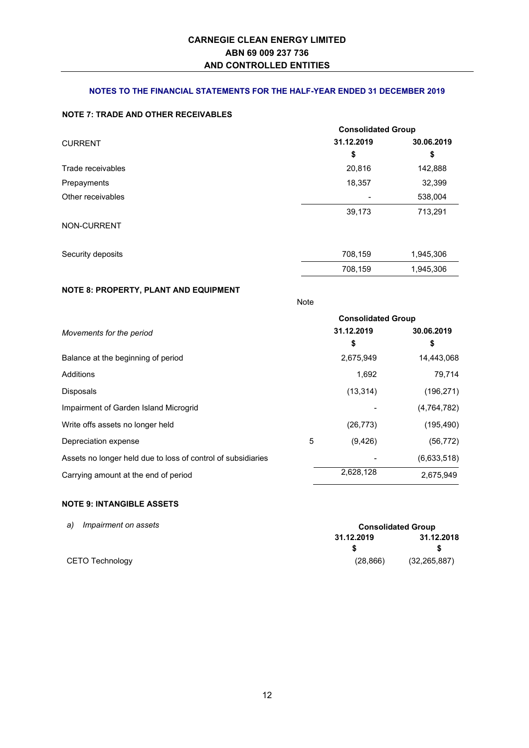**CARNEGIE CLEAN ENERGY LIMITED**
**ABN 69 009 237 736**
**AND CONTROLLED ENTITIES**

**NOTES TO THE FINANCIAL STATEMENTS FOR THE HALF-YEAR ENDED 31 DECEMBER 2019**

**NOTE 7: TRADE AND OTHER RECEIVABLES**

| | Consolidated Group | |
|---|---|---|
| CURRENT | 31.12.2019 | 30.06.2019 |
| | $ | $ |
| Trade receivables | 20,816 | 142,888 |
| Prepayments | 18,357 | 32,399 |
| Other receivables | - | 538,004 |
| | 39,173 | 713,291 |
| NON-CURRENT | | |
| Security deposits | 708,159 | 1,945,306 |
| | 708,159 | 1,945,306 |

**NOTE 8: PROPERTY, PLANT AND EQUIPMENT**

| | Note | Consolidated Group | |
|---|---|---|---|
| *Movements for the period* | | 31.12.2019 | 30.06.2019 |
| | | $ | $ |
| Balance at the beginning of period | | 2,675,949 | 14,443,068 |
| Additions | | 1,692 | 79,714 |
| Disposals | | (13,314) | (196,271) |
| Impairment of Garden Island Microgrid | | - | (4,764,782) |
| Write offs assets no longer held | | (26,773) | (195,490) |
| Depreciation expense | 5 | (9,426) | (56,772) |
| Assets no longer held due to loss of control of subsidiaries | | - | (6,633,518) |
| Carrying amount at the end of period | | 2,628,128 | 2,675,949 |

**NOTE 9: INTANGIBLE ASSETS**

| *a) Impairment on assets* | Consolidated Group | |
|---|---|---|
| | 31.12.2019 | 31.12.2018 |
| | $ | $ |
| CETO Technology | (28,866) | (32,265,887) |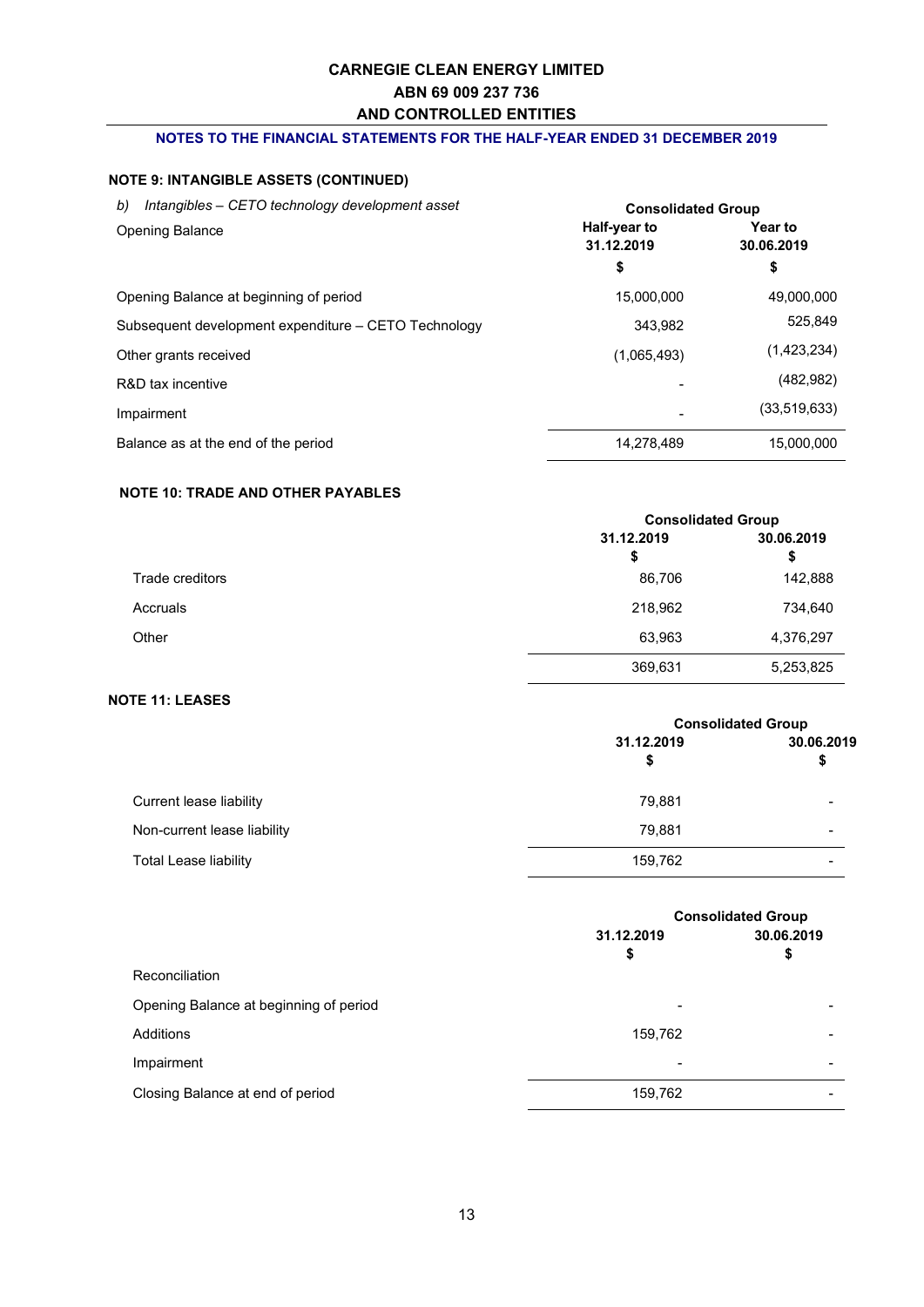## NOTE 9: INTANGIBLE ASSETS (CONTINUED)

*b) Intangibles – CETO technology development asset*

| Opening Balance | Consolidated Group Half-year to 31.12.2019 $ | Year to 30.06.2019 $ |
|---|---|---|
| Opening Balance at beginning of period | 15,000,000 | 49,000,000 |
| Subsequent development expenditure – CETO Technology | 343,982 | 525,849 |
| Other grants received | (1,065,493) | (1,423,234) |
| R&D tax incentive | - | (482,982) |
| Impairment | - | (33,519,633) |
| Balance as at the end of the period | 14,278,489 | 15,000,000 |

## NOTE 10: TRADE AND OTHER PAYABLES

| | Consolidated Group | |
|---|---|---|
| | 31.12.2019 $ | 30.06.2019 $ |
| Trade creditors | 86,706 | 142,888 |
| Accruals | 218,962 | 734,640 |
| Other | 63,963 | 4,376,297 |
| | 369,631 | 5,253,825 |

## NOTE 11: LEASES

| | Consolidated Group | |
|---|---|---|
| | 31.12.2019 $ | 30.06.2019 $ |
| Current lease liability | 79,881 | - |
| Non-current lease liability | 79,881 | - |
| Total Lease liability | 159,762 | - |

| | Consolidated Group | |
|---|---|---|
| | 31.12.2019 $ | 30.06.2019 $ |
| Reconciliation | | |
| Opening Balance at beginning of period | - | - |
| Additions | 159,762 | - |
| Impairment | - | - |
| Closing Balance at end of period | 159,762 | - |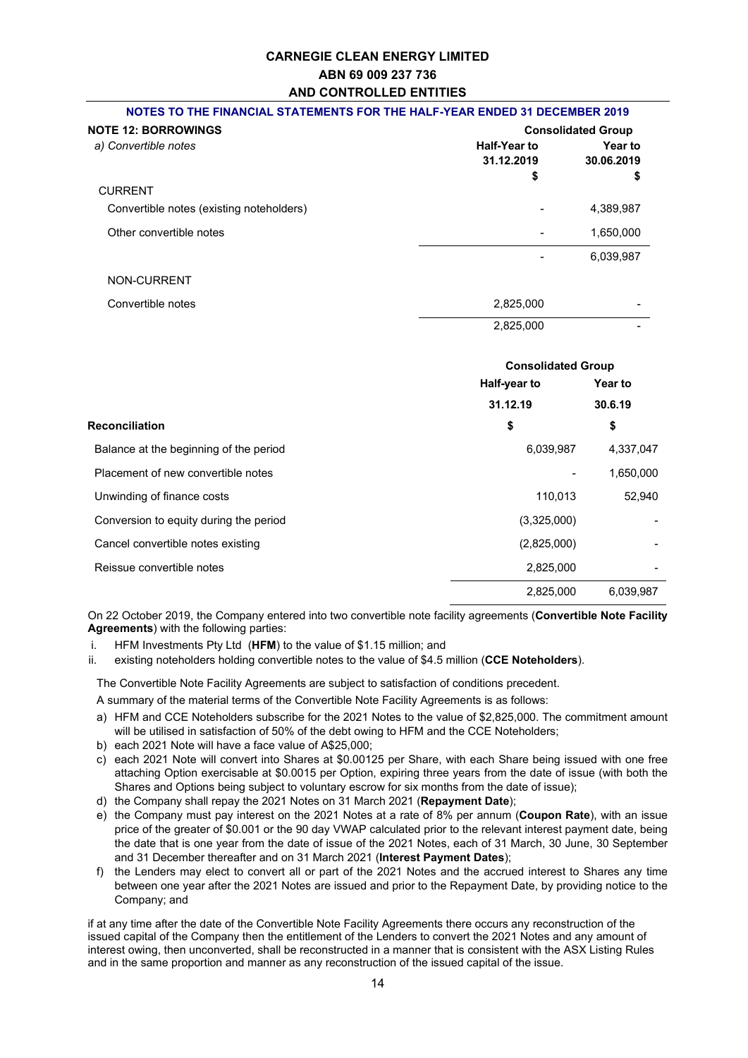# CARNEGIE CLEAN ENERGY LIMITED
## ABN 69 009 237 736
## AND CONTROLLED ENTITIES

### NOTES TO THE FINANCIAL STATEMENTS FOR THE HALF-YEAR ENDED 31 DECEMBER 2019

**NOTE 12: BORROWINGS**

*a) Convertible notes*

| | Consolidated Group | |
|---|---|---|
| | **Half-Year to 31.12.2019** | **Year to 30.06.2019** |
| | **$** | **$** |
| CURRENT | | |
| Convertible notes (existing noteholders) | - | 4,389,987 |
| Other convertible notes | - | 1,650,000 |
| | - | 6,039,987 |
| NON-CURRENT | | |
| Convertible notes | 2,825,000 | - |
| | 2,825,000 | - |

| | Consolidated Group | |
|---|---|---|
| | **Half-year to** | **Year to** |
| | **31.12.19** | **30.6.19** |
| **Reconciliation** | **$** | **$** |
| Balance at the beginning of the period | 6,039,987 | 4,337,047 |
| Placement of new convertible notes | - | 1,650,000 |
| Unwinding of finance costs | 110,013 | 52,940 |
| Conversion to equity during the period | (3,325,000) | - |
| Cancel convertible notes existing | (2,825,000) | - |
| Reissue convertible notes | 2,825,000 | - |
| | 2,825,000 | 6,039,987 |

On 22 October 2019, the Company entered into two convertible note facility agreements (**Convertible Note Facility Agreements**) with the following parties:

i. HFM Investments Pty Ltd (**HFM**) to the value of $1.15 million; and
ii. existing noteholders holding convertible notes to the value of $4.5 million (**CCE Noteholders**).

The Convertible Note Facility Agreements are subject to satisfaction of conditions precedent.

A summary of the material terms of the Convertible Note Facility Agreements is as follows:

a) HFM and CCE Noteholders subscribe for the 2021 Notes to the value of $2,825,000. The commitment amount will be utilised in satisfaction of 50% of the debt owing to HFM and the CCE Noteholders;
b) each 2021 Note will have a face value of A$25,000;
c) each 2021 Note will convert into Shares at $0.00125 per Share, with each Share being issued with one free attaching Option exercisable at $0.0015 per Option, expiring three years from the date of issue (with both the Shares and Options being subject to voluntary escrow for six months from the date of issue);
d) the Company shall repay the 2021 Notes on 31 March 2021 (**Repayment Date**);
e) the Company must pay interest on the 2021 Notes at a rate of 8% per annum (**Coupon Rate**), with an issue price of the greater of $0.001 or the 90 day VWAP calculated prior to the relevant interest payment date, being the date that is one year from the date of issue of the 2021 Notes, each of 31 March, 30 June, 30 September and 31 December thereafter and on 31 March 2021 (**Interest Payment Dates**);
f) the Lenders may elect to convert all or part of the 2021 Notes and the accrued interest to Shares any time between one year after the 2021 Notes are issued and prior to the Repayment Date, by providing notice to the Company; and

if at any time after the date of the Convertible Note Facility Agreements there occurs any reconstruction of the issued capital of the Company then the entitlement of the Lenders to convert the 2021 Notes and any amount of interest owing, then unconverted, shall be reconstructed in a manner that is consistent with the ASX Listing Rules and in the same proportion and manner as any reconstruction of the issued capital of the issue.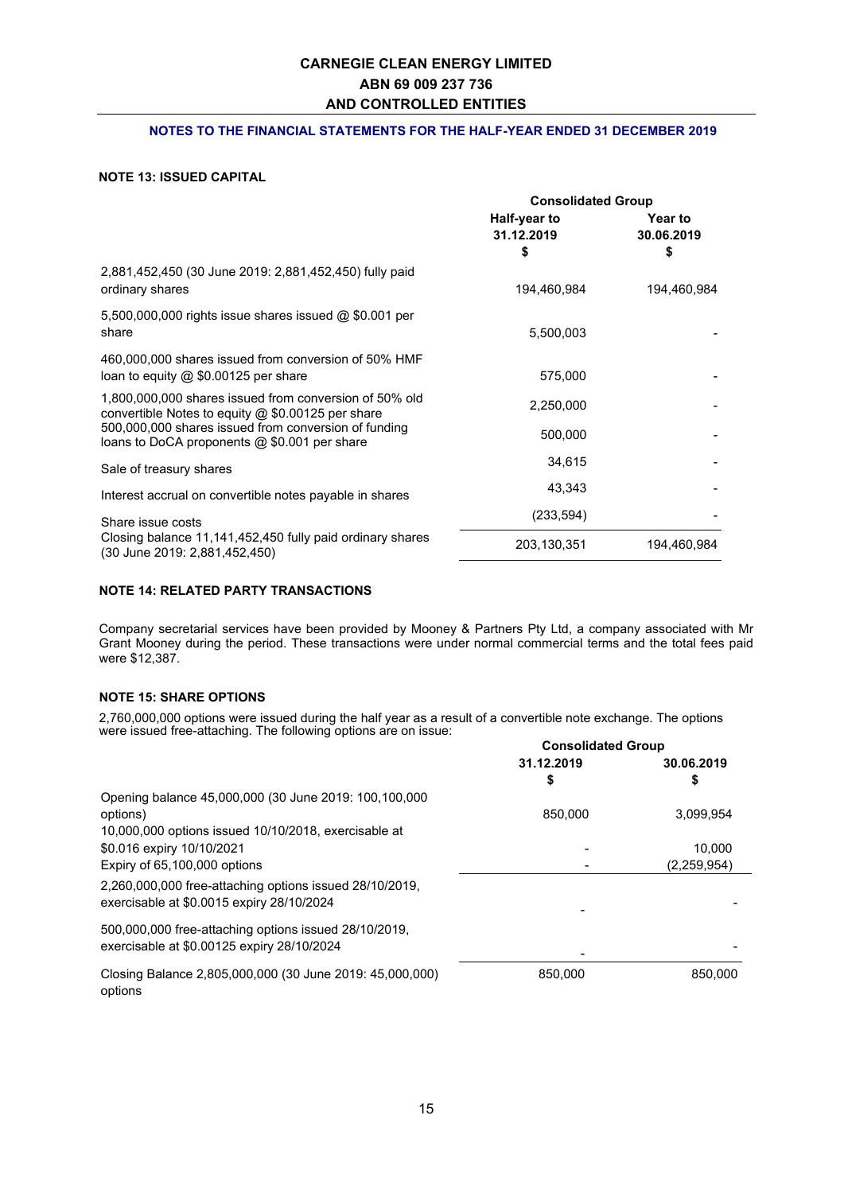**CARNEGIE CLEAN ENERGY LIMITED**
**ABN 69 009 237 736**
**AND CONTROLLED ENTITIES**

**NOTES TO THE FINANCIAL STATEMENTS FOR THE HALF-YEAR ENDED 31 DECEMBER 2019**

### NOTE 13: ISSUED CAPITAL

| | Consolidated Group | |
|---|---|---|
| | Half-year to 31.12.2019 $ | Year to 30.06.2019 $ |
| 2,881,452,450 (30 June 2019: 2,881,452,450) fully paid ordinary shares | 194,460,984 | 194,460,984 |
| 5,500,000,000 rights issue shares issued @ $0.001 per share | 5,500,003 | - |
| 460,000,000 shares issued from conversion of 50% HMF loan to equity @ $0.00125 per share | 575,000 | - |
| 1,800,000,000 shares issued from conversion of 50% old convertible Notes to equity @ $0.00125 per share | 2,250,000 | - |
| 500,000,000 shares issued from conversion of funding loans to DoCA proponents @ $0.001 per share | 500,000 | - |
| Sale of treasury shares | 34,615 | - |
| Interest accrual on convertible notes payable in shares | 43,343 | - |
| Share issue costs | (233,594) | - |
| Closing balance 11,141,452,450 fully paid ordinary shares (30 June 2019: 2,881,452,450) | 203,130,351 | 194,460,984 |

### NOTE 14: RELATED PARTY TRANSACTIONS

Company secretarial services have been provided by Mooney & Partners Pty Ltd, a company associated with Mr Grant Mooney during the period. These transactions were under normal commercial terms and the total fees paid were $12,387.

### NOTE 15: SHARE OPTIONS

2,760,000,000 options were issued during the half year as a result of a convertible note exchange. The options were issued free-attaching. The following options are on issue:

| | Consolidated Group | |
|---|---|---|
| | 31.12.2019 $ | 30.06.2019 $ |
| Opening balance 45,000,000 (30 June 2019: 100,100,000 options) | 850,000 | 3,099,954 |
| 10,000,000 options issued 10/10/2018, exercisable at $0.016 expiry 10/10/2021 | - | 10,000 |
| Expiry of 65,100,000 options | - | (2,259,954) |
| 2,260,000,000 free-attaching options issued 28/10/2019, exercisable at $0.0015 expiry 28/10/2024 | - | - |
| 500,000,000 free-attaching options issued 28/10/2019, exercisable at $0.00125 expiry 28/10/2024 | - | - |
| Closing Balance 2,805,000,000 (30 June 2019: 45,000,000) options | 850,000 | 850,000 |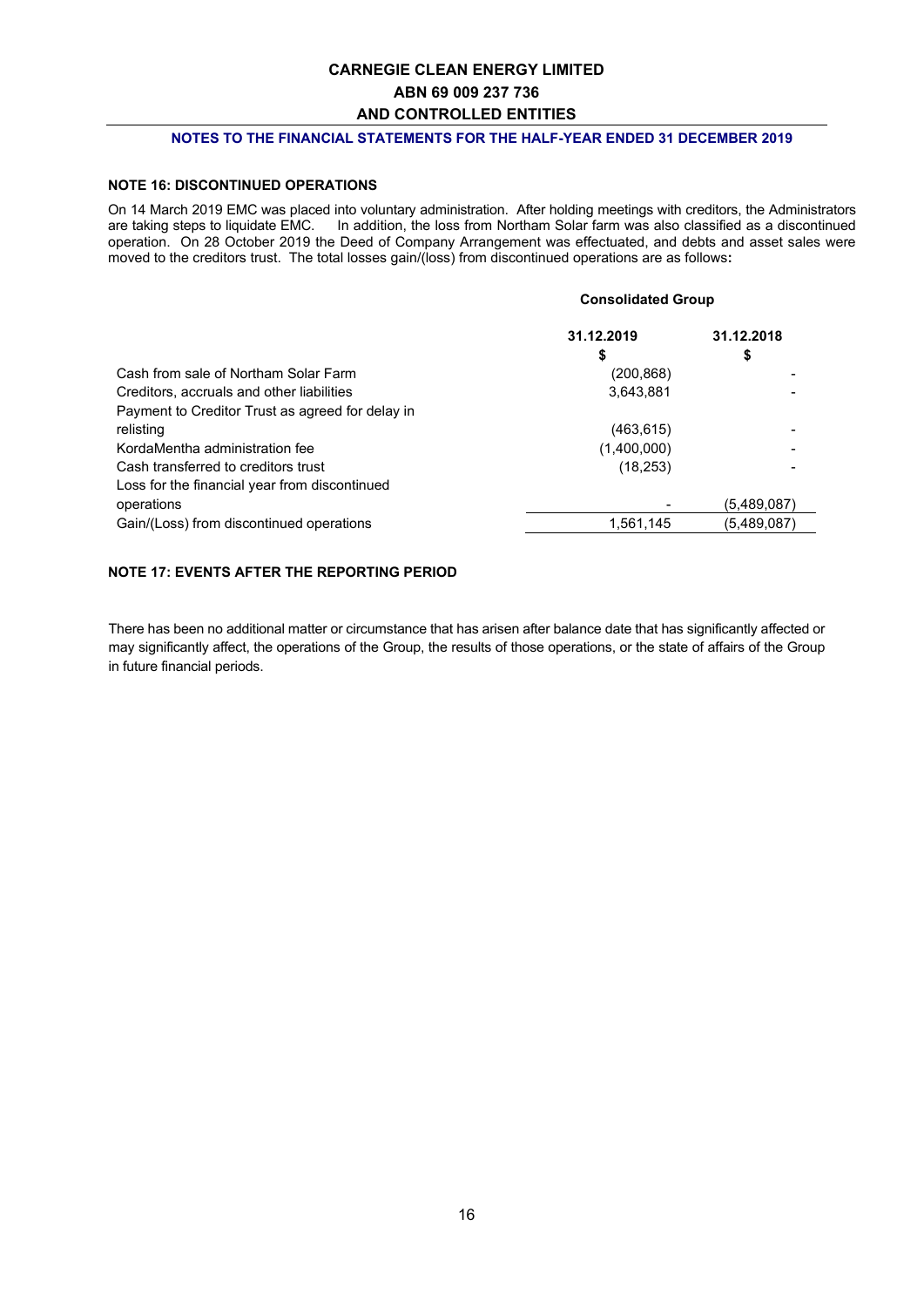## NOTE 16: DISCONTINUED OPERATIONS

On 14 March 2019 EMC was placed into voluntary administration. After holding meetings with creditors, the Administrators are taking steps to liquidate EMC. In addition, the loss from Northam Solar farm was also classified as a discontinued operation. On 28 October 2019 the Deed of Company Arrangement was effectuated, and debts and asset sales were moved to the creditors trust. The total losses gain/(loss) from discontinued operations are as follows**:**

| | Consolidated Group | |
|---|---|---|
| | **31.12.2019** | **31.12.2018** |
| | **$** | **$** |
| Cash from sale of Northam Solar Farm | (200,868) | - |
| Creditors, accruals and other liabilities | 3,643,881 | - |
| Payment to Creditor Trust as agreed for delay in relisting | (463,615) | - |
| KordaMentha administration fee | (1,400,000) | - |
| Cash transferred to creditors trust | (18,253) | - |
| Loss for the financial year from discontinued operations | - | (5,489,087) |
| Gain/(Loss) from discontinued operations | 1,561,145 | (5,489,087) |

## NOTE 17: EVENTS AFTER THE REPORTING PERIOD

There has been no additional matter or circumstance that has arisen after balance date that has significantly affected or may significantly affect, the operations of the Group, the results of those operations, or the state of affairs of the Group in future financial periods.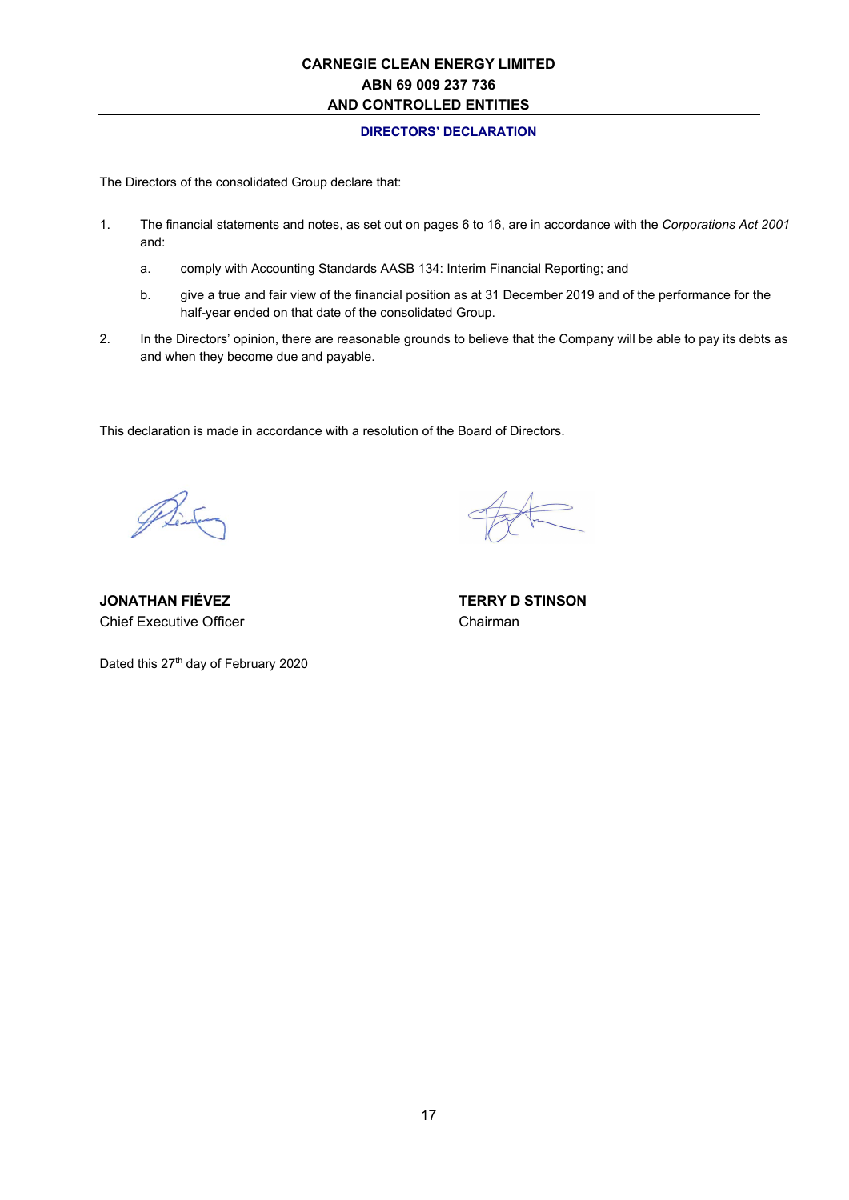**CARNEGIE CLEAN ENERGY LIMITED**
**ABN 69 009 237 736**
**AND CONTROLLED ENTITIES**

## DIRECTORS' DECLARATION

The Directors of the consolidated Group declare that:

1. The financial statements and notes, as set out on pages 6 to 16, are in accordance with the *Corporations Act 2001* and:

   a. comply with Accounting Standards AASB 134: Interim Financial Reporting; and

   b. give a true and fair view of the financial position as at 31 December 2019 and of the performance for the half-year ended on that date of the consolidated Group.

2. In the Directors' opinion, there are reasonable grounds to believe that the Company will be able to pay its debts as and when they become due and payable.

This declaration is made in accordance with a resolution of the Board of Directors.

**JONATHAN FIÉVEZ**
Chief Executive Officer

**TERRY D STINSON**
Chairman

Dated this 27th day of February 2020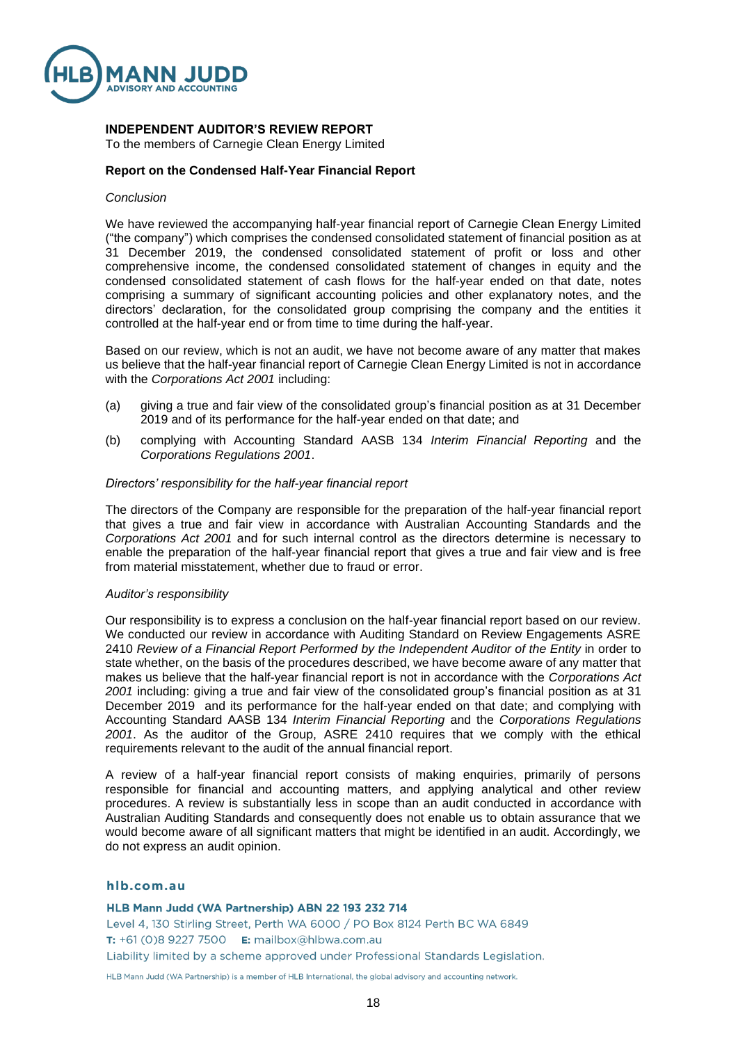**INDEPENDENT AUDITOR'S REVIEW REPORT**
To the members of Carnegie Clean Energy Limited

**Report on the Condensed Half-Year Financial Report**

*Conclusion*

We have reviewed the accompanying half-year financial report of Carnegie Clean Energy Limited ("the company") which comprises the condensed consolidated statement of financial position as at 31 December 2019, the condensed consolidated statement of profit or loss and other comprehensive income, the condensed consolidated statement of changes in equity and the condensed consolidated statement of cash flows for the half-year ended on that date, notes comprising a summary of significant accounting policies and other explanatory notes, and the directors' declaration, for the consolidated group comprising the company and the entities it controlled at the half-year end or from time to time during the half-year.

Based on our review, which is not an audit, we have not become aware of any matter that makes us believe that the half-year financial report of Carnegie Clean Energy Limited is not in accordance with the *Corporations Act 2001* including:

(a) giving a true and fair view of the consolidated group's financial position as at 31 December 2019 and of its performance for the half-year ended on that date; and

(b) complying with Accounting Standard AASB 134 *Interim Financial Reporting* and the *Corporations Regulations 2001*.

*Directors' responsibility for the half-year financial report*

The directors of the Company are responsible for the preparation of the half-year financial report that gives a true and fair view in accordance with Australian Accounting Standards and the *Corporations Act 2001* and for such internal control as the directors determine is necessary to enable the preparation of the half-year financial report that gives a true and fair view and is free from material misstatement, whether due to fraud or error.

*Auditor's responsibility*

Our responsibility is to express a conclusion on the half-year financial report based on our review. We conducted our review in accordance with Auditing Standard on Review Engagements ASRE 2410 *Review of a Financial Report Performed by the Independent Auditor of the Entity* in order to state whether, on the basis of the procedures described, we have become aware of any matter that makes us believe that the half-year financial report is not in accordance with the *Corporations Act 2001* including: giving a true and fair view of the consolidated group's financial position as at 31 December 2019 and its performance for the half-year ended on that date; and complying with Accounting Standard AASB 134 *Interim Financial Reporting* and the *Corporations Regulations 2001*. As the auditor of the Group, ASRE 2410 requires that we comply with the ethical requirements relevant to the audit of the annual financial report.

A review of a half-year financial report consists of making enquiries, primarily of persons responsible for financial and accounting matters, and applying analytical and other review procedures. A review is substantially less in scope than an audit conducted in accordance with Australian Auditing Standards and consequently does not enable us to obtain assurance that we would become aware of all significant matters that might be identified in an audit. Accordingly, we do not express an audit opinion.

**hlb.com.au**

**HLB Mann Judd (WA Partnership) ABN 22 193 232 714**
Level 4, 130 Stirling Street, Perth WA 6000 / PO Box 8124 Perth BC WA 6849
**T:** +61 (0)8 9227 7500 **E:** mailbox@hlbwa.com.au
Liability limited by a scheme approved under Professional Standards Legislation.

HLB Mann Judd (WA Partnership) is a member of HLB International, the global advisory and accounting network.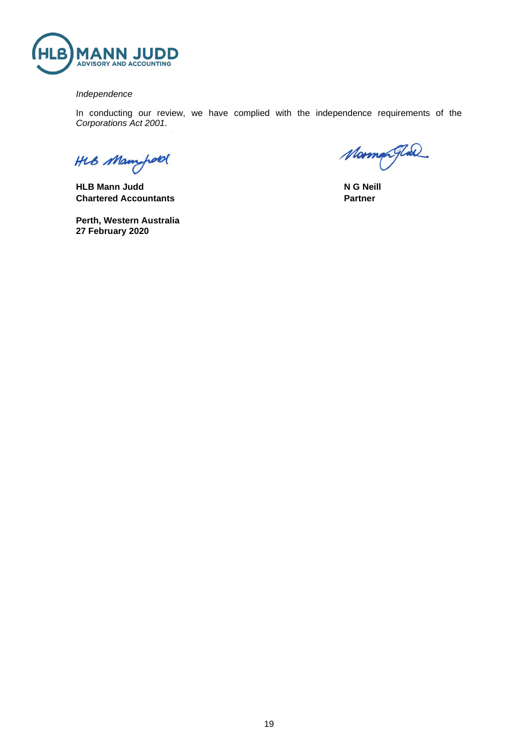*Independence*

In conducting our review, we have complied with the independence requirements of the *Corporations Act 2001*.

**HLB Mann Judd**
**Chartered Accountants**

**Perth, Western Australia**
**27 February 2020**

**N G Neill**
**Partner**